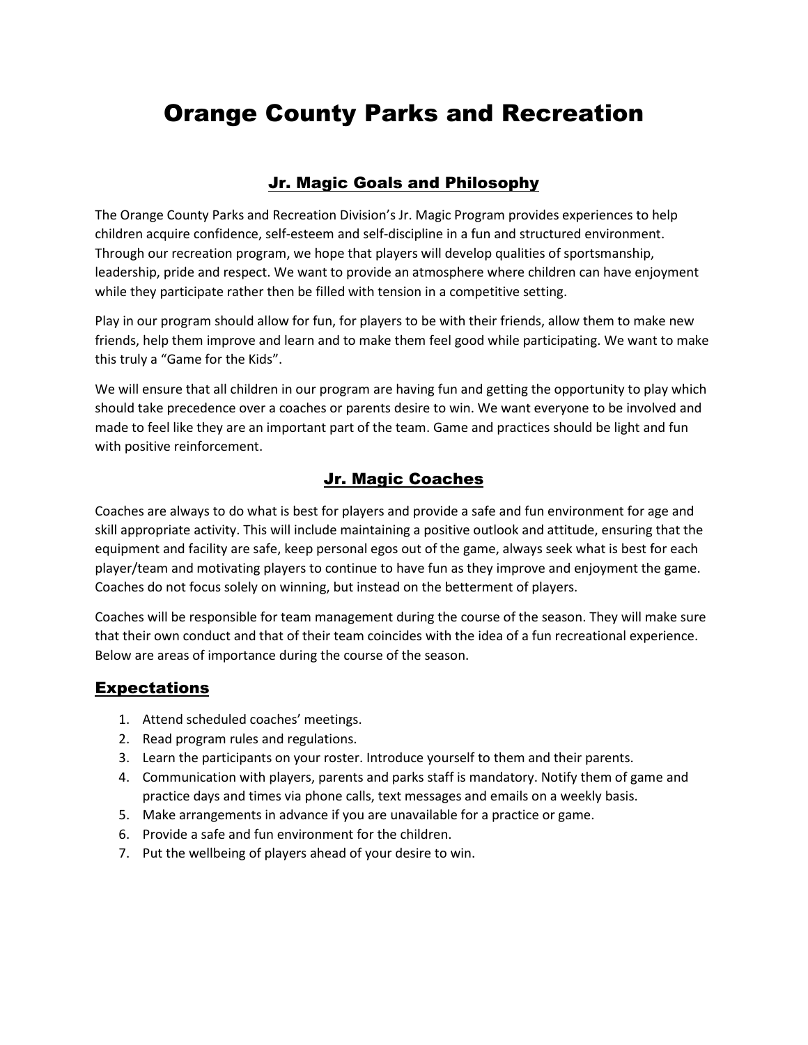# Orange County Parks and Recreation

## Jr. Magic Goals and Philosophy

The Orange County Parks and Recreation Division's Jr. Magic Program provides experiences to help children acquire confidence, self-esteem and self-discipline in a fun and structured environment. Through our recreation program, we hope that players will develop qualities of sportsmanship, leadership, pride and respect. We want to provide an atmosphere where children can have enjoyment while they participate rather then be filled with tension in a competitive setting.

Play in our program should allow for fun, for players to be with their friends, allow them to make new friends, help them improve and learn and to make them feel good while participating. We want to make this truly a "Game for the Kids".

We will ensure that all children in our program are having fun and getting the opportunity to play which should take precedence over a coaches or parents desire to win. We want everyone to be involved and made to feel like they are an important part of the team. Game and practices should be light and fun with positive reinforcement.

## Jr. Magic Coaches

Coaches are always to do what is best for players and provide a safe and fun environment for age and skill appropriate activity. This will include maintaining a positive outlook and attitude, ensuring that the equipment and facility are safe, keep personal egos out of the game, always seek what is best for each player/team and motivating players to continue to have fun as they improve and enjoyment the game. Coaches do not focus solely on winning, but instead on the betterment of players.

Coaches will be responsible for team management during the course of the season. They will make sure that their own conduct and that of their team coincides with the idea of a fun recreational experience. Below are areas of importance during the course of the season.

## Expectations

1. Attend scheduled coaches' meetings.
2. Read program rules and regulations.
3. Learn the participants on your roster. Introduce yourself to them and their parents.
4. Communication with players, parents and parks staff is mandatory. Notify them of game and practice days and times via phone calls, text messages and emails on a weekly basis.
5. Make arrangements in advance if you are unavailable for a practice or game.
6. Provide a safe and fun environment for the children.
7. Put the wellbeing of players ahead of your desire to win.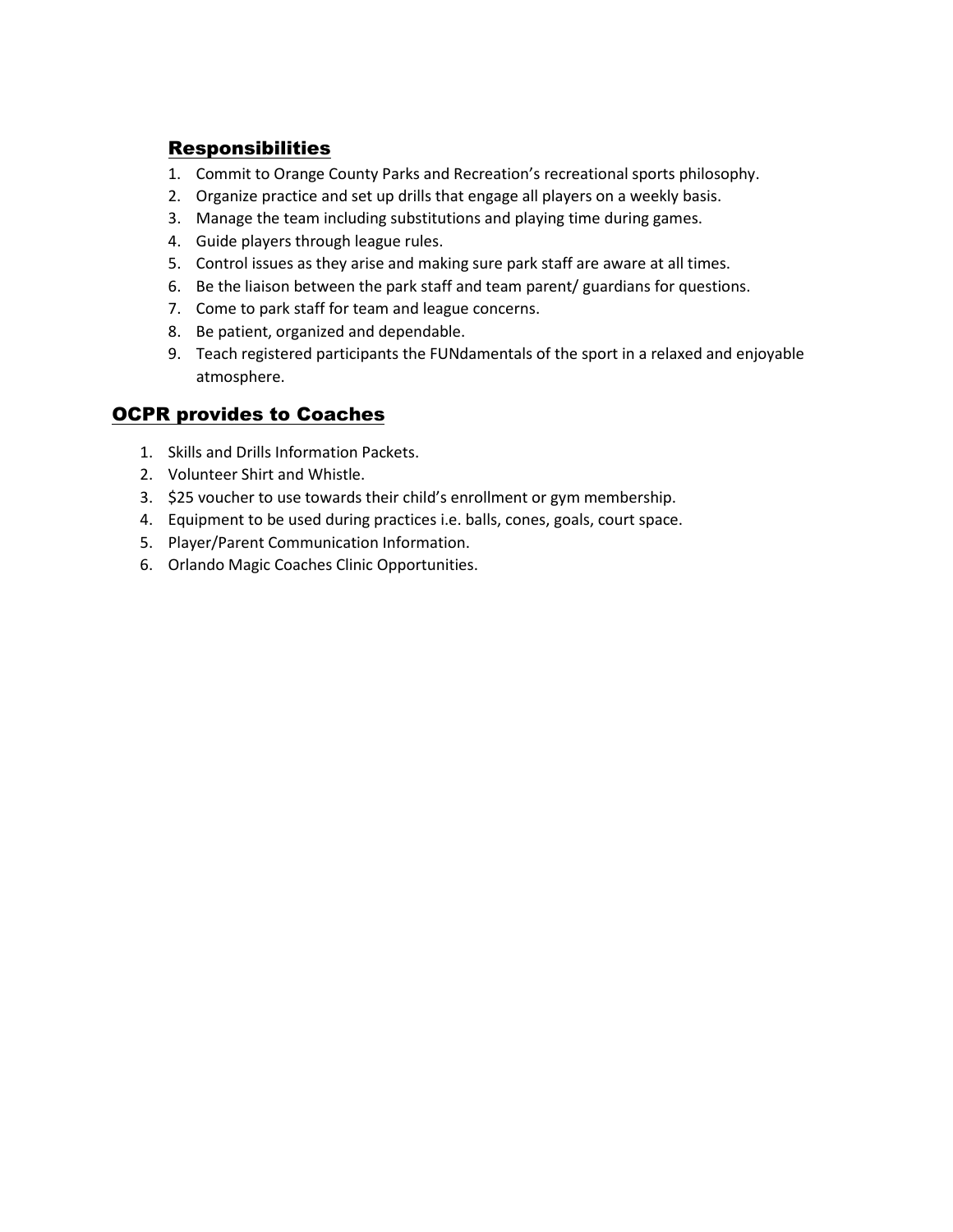## Responsibilities

1. Commit to Orange County Parks and Recreation's recreational sports philosophy.
2. Organize practice and set up drills that engage all players on a weekly basis.
3. Manage the team including substitutions and playing time during games.
4. Guide players through league rules.
5. Control issues as they arise and making sure park staff are aware at all times.
6. Be the liaison between the park staff and team parent/ guardians for questions.
7. Come to park staff for team and league concerns.
8. Be patient, organized and dependable.
9. Teach registered participants the FUNdamentals of the sport in a relaxed and enjoyable atmosphere.

## OCPR provides to Coaches

1. Skills and Drills Information Packets.
2. Volunteer Shirt and Whistle.
3. $25 voucher to use towards their child's enrollment or gym membership.
4. Equipment to be used during practices i.e. balls, cones, goals, court space.
5. Player/Parent Communication Information.
6. Orlando Magic Coaches Clinic Opportunities.